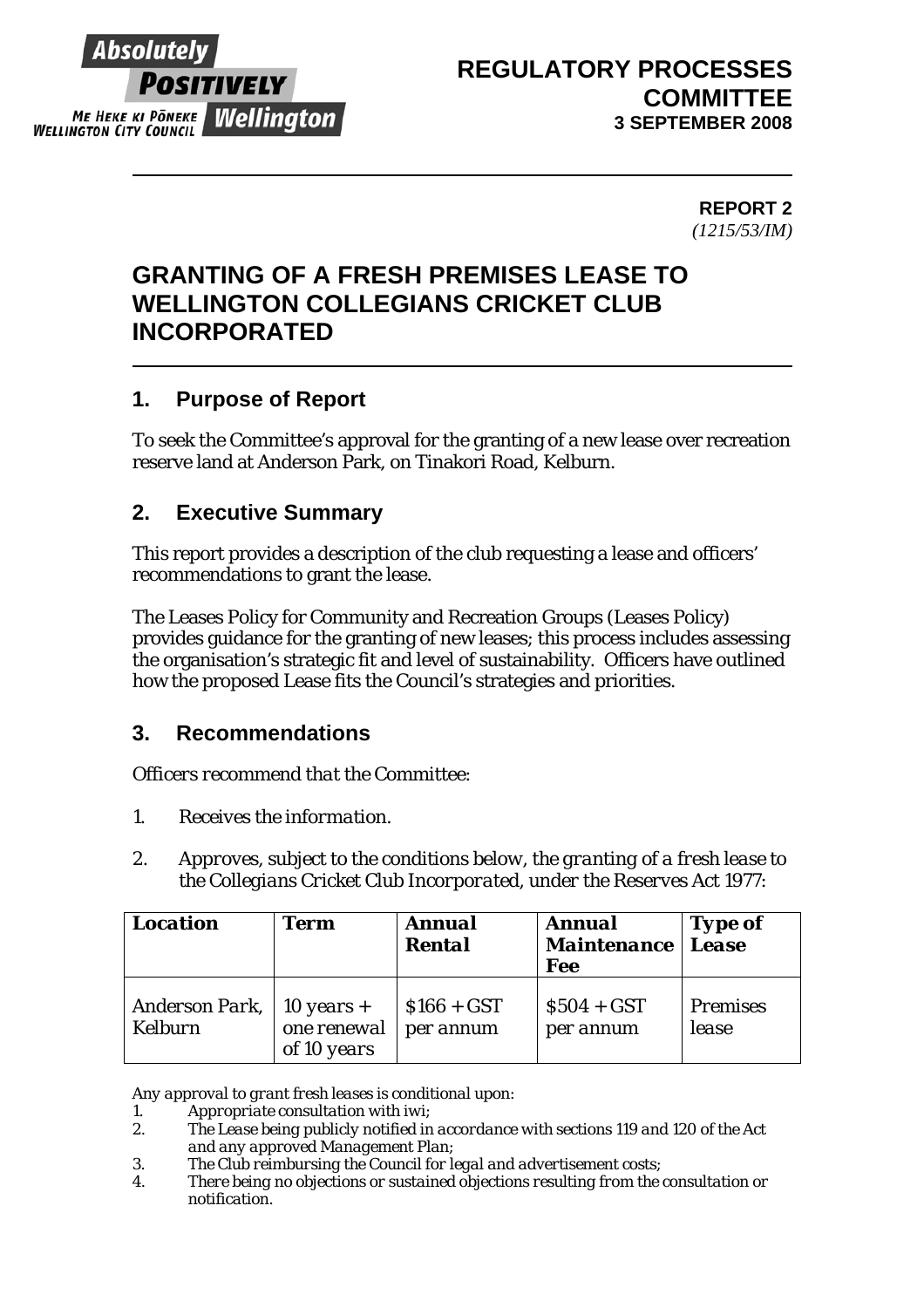Absolutely POSITIVELY Wellington
ME HEKE KI PŌNEKE WELLINGTON CITY COUNCIL

**REGULATORY PROCESSES COMMITTEE**
**3 SEPTEMBER 2008**

**REPORT 2**
*(1215/53/IM)*

# GRANTING OF A FRESH PREMISES LEASE TO WELLINGTON COLLEGIANS CRICKET CLUB INCORPORATED

## 1. Purpose of Report

To seek the Committee's approval for the granting of a new lease over recreation reserve land at Anderson Park, on Tinakori Road, Kelburn.

## 2. Executive Summary

This report provides a description of the club requesting a lease and officers' recommendations to grant the lease.

The Leases Policy for Community and Recreation Groups (Leases Policy) provides guidance for the granting of new leases; this process includes assessing the organisation's strategic fit and level of sustainability. Officers have outlined how the proposed Lease fits the Council's strategies and priorities.

## 3. Recommendations

*Officers recommend that the Committee:*

1. *Receives the information.*
2. *Approves, subject to the conditions below, the granting of a fresh lease to the Collegians Cricket Club Incorporated, under the Reserves Act 1977:*

| ***Location*** | ***Term*** | ***Annual Rental*** | ***Annual Maintenance Fee*** | ***Type of Lease*** |
|---|---|---|---|---|
| *Anderson Park, Kelburn* | *10 years + one renewal of 10 years* | *$166 + GST per annum* | *$504 + GST per annum* | *Premises lease* |

*Any approval to grant fresh leases is conditional upon:*

1. *Appropriate consultation with iwi;*
2. *The Lease being publicly notified in accordance with sections 119 and 120 of the Act and any approved Management Plan;*
3. *The Club reimbursing the Council for legal and advertisement costs;*
4. *There being no objections or sustained objections resulting from the consultation or notification.*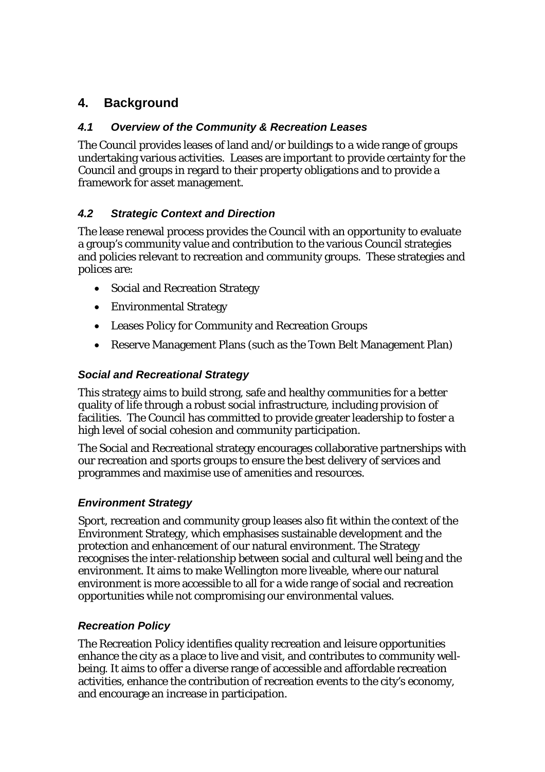## 4. Background

### *4.1 Overview of the Community & Recreation Leases*

The Council provides leases of land and/or buildings to a wide range of groups undertaking various activities. Leases are important to provide certainty for the Council and groups in regard to their property obligations and to provide a framework for asset management.

### *4.2 Strategic Context and Direction*

The lease renewal process provides the Council with an opportunity to evaluate a group's community value and contribution to the various Council strategies and policies relevant to recreation and community groups. These strategies and polices are:

- Social and Recreation Strategy
- Environmental Strategy
- Leases Policy for Community and Recreation Groups
- Reserve Management Plans (such as the Town Belt Management Plan)

#### *Social and Recreational Strategy*

This strategy aims to build strong, safe and healthy communities for a better quality of life through a robust social infrastructure, including provision of facilities. The Council has committed to provide greater leadership to foster a high level of social cohesion and community participation.

The Social and Recreational strategy encourages collaborative partnerships with our recreation and sports groups to ensure the best delivery of services and programmes and maximise use of amenities and resources.

#### *Environment Strategy*

Sport, recreation and community group leases also fit within the context of the Environment Strategy, which emphasises sustainable development and the protection and enhancement of our natural environment. The Strategy recognises the inter-relationship between social and cultural well being and the environment. It aims to make Wellington more liveable, where our natural environment is more accessible to all for a wide range of social and recreation opportunities while not compromising our environmental values.

#### *Recreation Policy*

The Recreation Policy identifies quality recreation and leisure opportunities enhance the city as a place to live and visit, and contributes to community well-being. It aims to offer a diverse range of accessible and affordable recreation activities, enhance the contribution of recreation events to the city's economy, and encourage an increase in participation.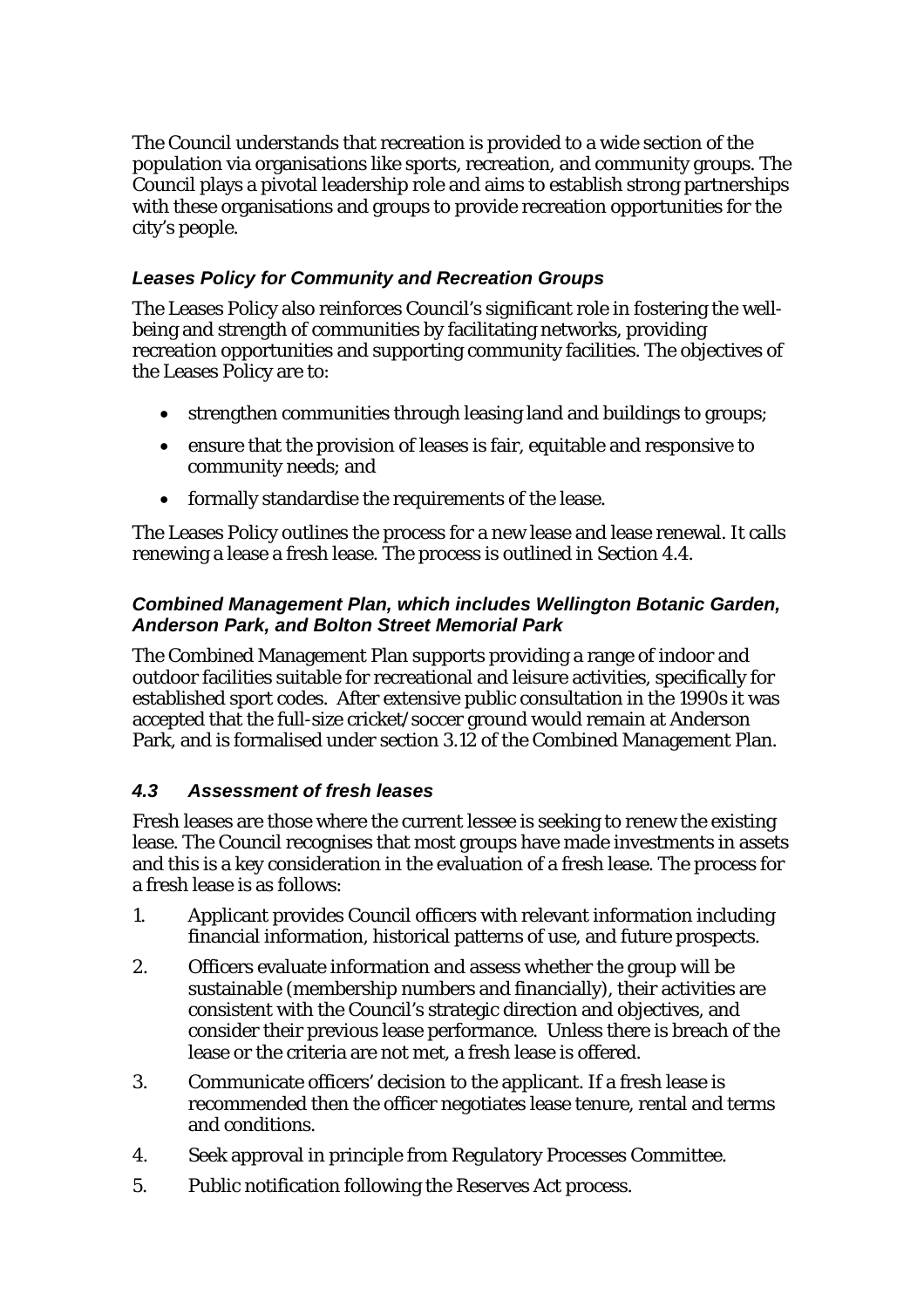The Council understands that recreation is provided to a wide section of the population via organisations like sports, recreation, and community groups. The Council plays a pivotal leadership role and aims to establish strong partnerships with these organisations and groups to provide recreation opportunities for the city's people.

### *Leases Policy for Community and Recreation Groups*

The Leases Policy also reinforces Council's significant role in fostering the well-being and strength of communities by facilitating networks, providing recreation opportunities and supporting community facilities. The objectives of the Leases Policy are to:

- strengthen communities through leasing land and buildings to groups;
- ensure that the provision of leases is fair, equitable and responsive to community needs; and
- formally standardise the requirements of the lease.

The Leases Policy outlines the process for a new lease and lease renewal. It calls renewing a lease a fresh lease. The process is outlined in Section 4.4.

### *Combined Management Plan, which includes Wellington Botanic Garden, Anderson Park, and Bolton Street Memorial Park*

The Combined Management Plan supports providing a range of indoor and outdoor facilities suitable for recreational and leisure activities, specifically for established sport codes. After extensive public consultation in the 1990s it was accepted that the full-size cricket/soccer ground would remain at Anderson Park, and is formalised under section 3.12 of the Combined Management Plan.

## *4.3 Assessment of fresh leases*

Fresh leases are those where the current lessee is seeking to renew the existing lease. The Council recognises that most groups have made investments in assets and this is a key consideration in the evaluation of a fresh lease. The process for a fresh lease is as follows:

1. Applicant provides Council officers with relevant information including financial information, historical patterns of use, and future prospects.
2. Officers evaluate information and assess whether the group will be sustainable (membership numbers and financially), their activities are consistent with the Council's strategic direction and objectives, and consider their previous lease performance. Unless there is breach of the lease or the criteria are not met, a fresh lease is offered.
3. Communicate officers' decision to the applicant. If a fresh lease is recommended then the officer negotiates lease tenure, rental and terms and conditions.
4. Seek approval in principle from Regulatory Processes Committee.
5. Public notification following the Reserves Act process.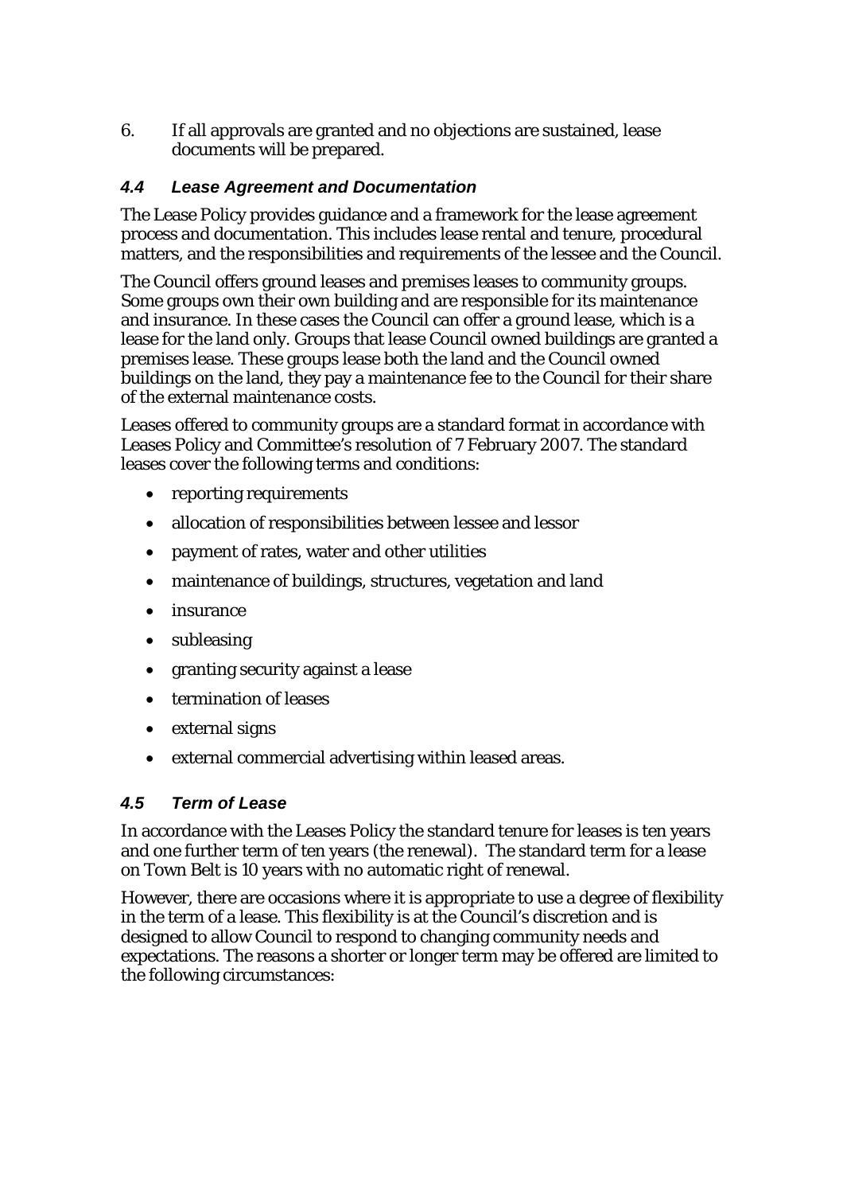6. If all approvals are granted and no objections are sustained, lease documents will be prepared.

### *4.4 Lease Agreement and Documentation*

The Lease Policy provides guidance and a framework for the lease agreement process and documentation. This includes lease rental and tenure, procedural matters, and the responsibilities and requirements of the lessee and the Council.

The Council offers ground leases and premises leases to community groups. Some groups own their own building and are responsible for its maintenance and insurance. In these cases the Council can offer a ground lease, which is a lease for the land only. Groups that lease Council owned buildings are granted a premises lease. These groups lease both the land and the Council owned buildings on the land, they pay a maintenance fee to the Council for their share of the external maintenance costs.

Leases offered to community groups are a standard format in accordance with Leases Policy and Committee's resolution of 7 February 2007. The standard leases cover the following terms and conditions:

- reporting requirements
- allocation of responsibilities between lessee and lessor
- payment of rates, water and other utilities
- maintenance of buildings, structures, vegetation and land
- insurance
- subleasing
- granting security against a lease
- termination of leases
- external signs
- external commercial advertising within leased areas.

### *4.5 Term of Lease*

In accordance with the Leases Policy the standard tenure for leases is ten years and one further term of ten years (the renewal). The standard term for a lease on Town Belt is 10 years with no automatic right of renewal.

However, there are occasions where it is appropriate to use a degree of flexibility in the term of a lease. This flexibility is at the Council's discretion and is designed to allow Council to respond to changing community needs and expectations. The reasons a shorter or longer term may be offered are limited to the following circumstances: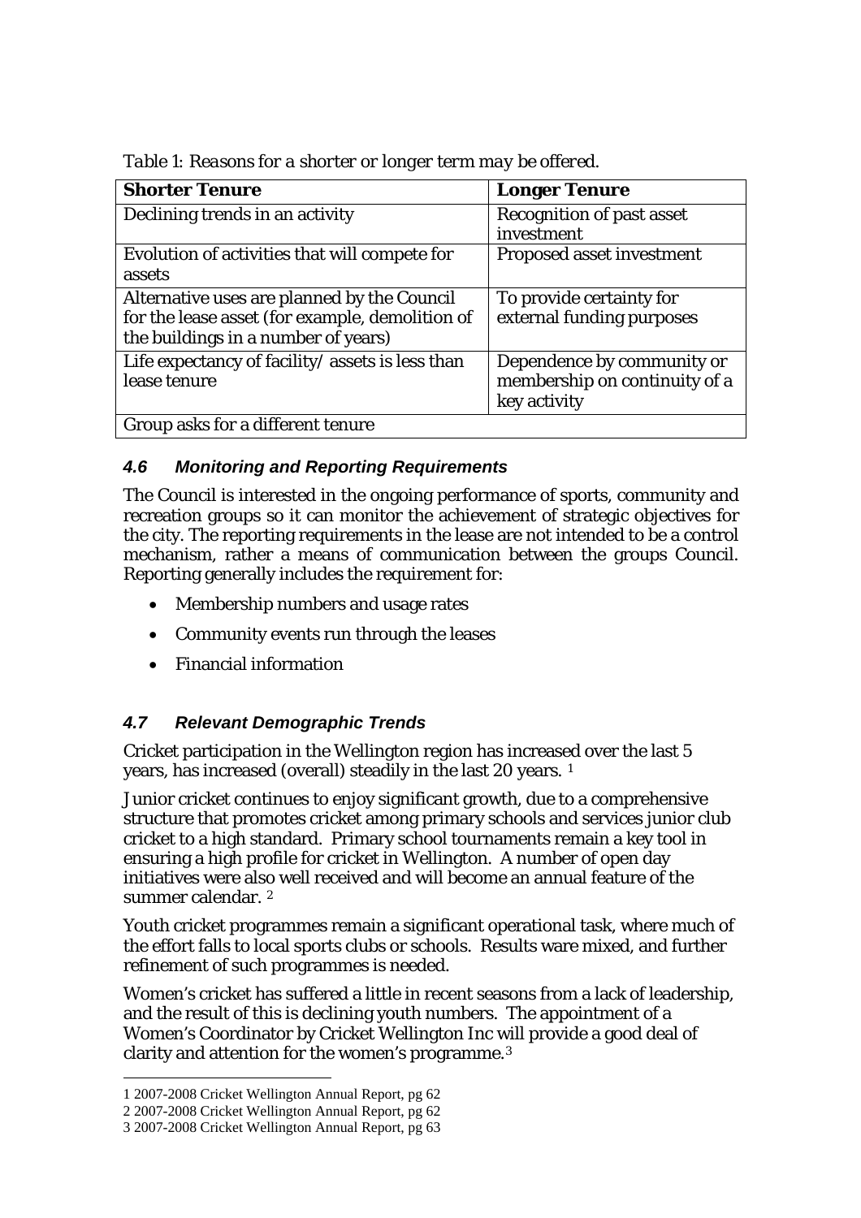*Table 1: Reasons for a shorter or longer term may be offered.*

| Shorter Tenure | Longer Tenure |
|---|---|
| Declining trends in an activity | Recognition of past asset investment |
| Evolution of activities that will compete for assets | Proposed asset investment |
| Alternative uses are planned by the Council for the lease asset (for example, demolition of the buildings in a number of years) | To provide certainty for external funding purposes |
| Life expectancy of facility/ assets is less than lease tenure | Dependence by community or membership on continuity of a key activity |
| Group asks for a different tenure | |

### *4.6 Monitoring and Reporting Requirements*

The Council is interested in the ongoing performance of sports, community and recreation groups so it can monitor the achievement of strategic objectives for the city. The reporting requirements in the lease are not intended to be a control mechanism, rather a means of communication between the groups Council. Reporting generally includes the requirement for:

- Membership numbers and usage rates
- Community events run through the leases
- Financial information

### *4.7 Relevant Demographic Trends*

Cricket participation in the Wellington region has increased over the last 5 years, has increased (overall) steadily in the last 20 years. [1]

Junior cricket continues to enjoy significant growth, due to a comprehensive structure that promotes cricket among primary schools and services junior club cricket to a high standard. Primary school tournaments remain a key tool in ensuring a high profile for cricket in Wellington. A number of open day initiatives were also well received and will become an annual feature of the summer calendar. [2]

Youth cricket programmes remain a significant operational task, where much of the effort falls to local sports clubs or schools. Results ware mixed, and further refinement of such programmes is needed.

Women's cricket has suffered a little in recent seasons from a lack of leadership, and the result of this is declining youth numbers. The appointment of a Women's Coordinator by Cricket Wellington Inc will provide a good deal of clarity and attention for the women's programme.[3]

---

1 2007-2008 Cricket Wellington Annual Report, pg 62

2 2007-2008 Cricket Wellington Annual Report, pg 62

3 2007-2008 Cricket Wellington Annual Report, pg 63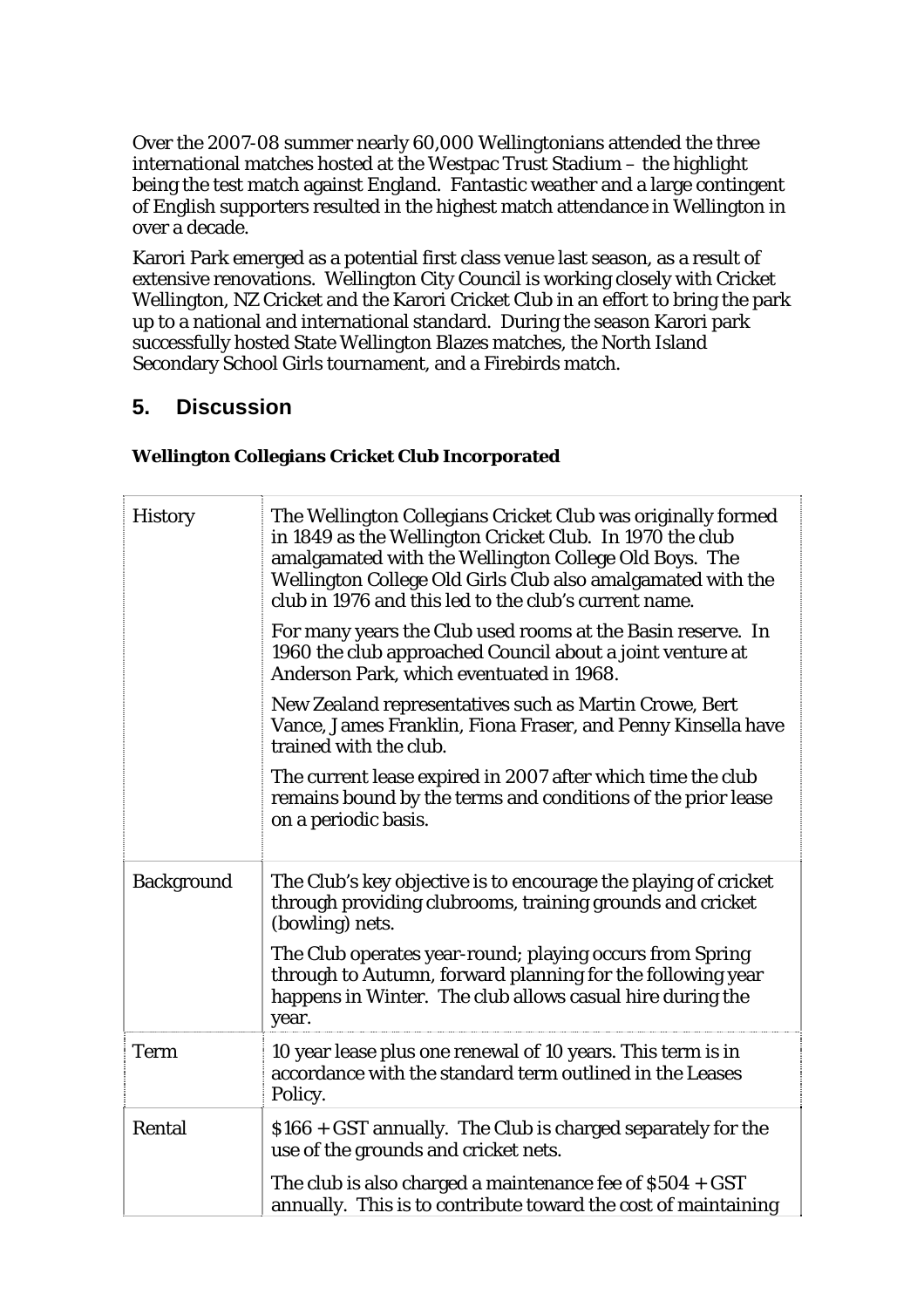Over the 2007-08 summer nearly 60,000 Wellingtonians attended the three international matches hosted at the Westpac Trust Stadium – the highlight being the test match against England. Fantastic weather and a large contingent of English supporters resulted in the highest match attendance in Wellington in over a decade.

Karori Park emerged as a potential first class venue last season, as a result of extensive renovations. Wellington City Council is working closely with Cricket Wellington, NZ Cricket and the Karori Cricket Club in an effort to bring the park up to a national and international standard. During the season Karori park successfully hosted State Wellington Blazes matches, the North Island Secondary School Girls tournament, and a Firebirds match.

## 5. Discussion

**Wellington Collegians Cricket Club Incorporated**

| | |
|---|---|
| History | The Wellington Collegians Cricket Club was originally formed in 1849 as the Wellington Cricket Club. In 1970 the club amalgamated with the Wellington College Old Boys. The Wellington College Old Girls Club also amalgamated with the club in 1976 and this led to the club's current name.<br><br>For many years the Club used rooms at the Basin reserve. In 1960 the club approached Council about a joint venture at Anderson Park, which eventuated in 1968.<br><br>New Zealand representatives such as Martin Crowe, Bert Vance, James Franklin, Fiona Fraser, and Penny Kinsella have trained with the club.<br><br>The current lease expired in 2007 after which time the club remains bound by the terms and conditions of the prior lease on a periodic basis. |
| Background | The Club's key objective is to encourage the playing of cricket through providing clubrooms, training grounds and cricket (bowling) nets.<br><br>The Club operates year-round; playing occurs from Spring through to Autumn, forward planning for the following year happens in Winter. The club allows casual hire during the year. |
| Term | 10 year lease plus one renewal of 10 years. This term is in accordance with the standard term outlined in the Leases Policy. |
| Rental | $166 + GST annually. The Club is charged separately for the use of the grounds and cricket nets.<br><br>The club is also charged a maintenance fee of $504 + GST annually. This is to contribute toward the cost of maintaining |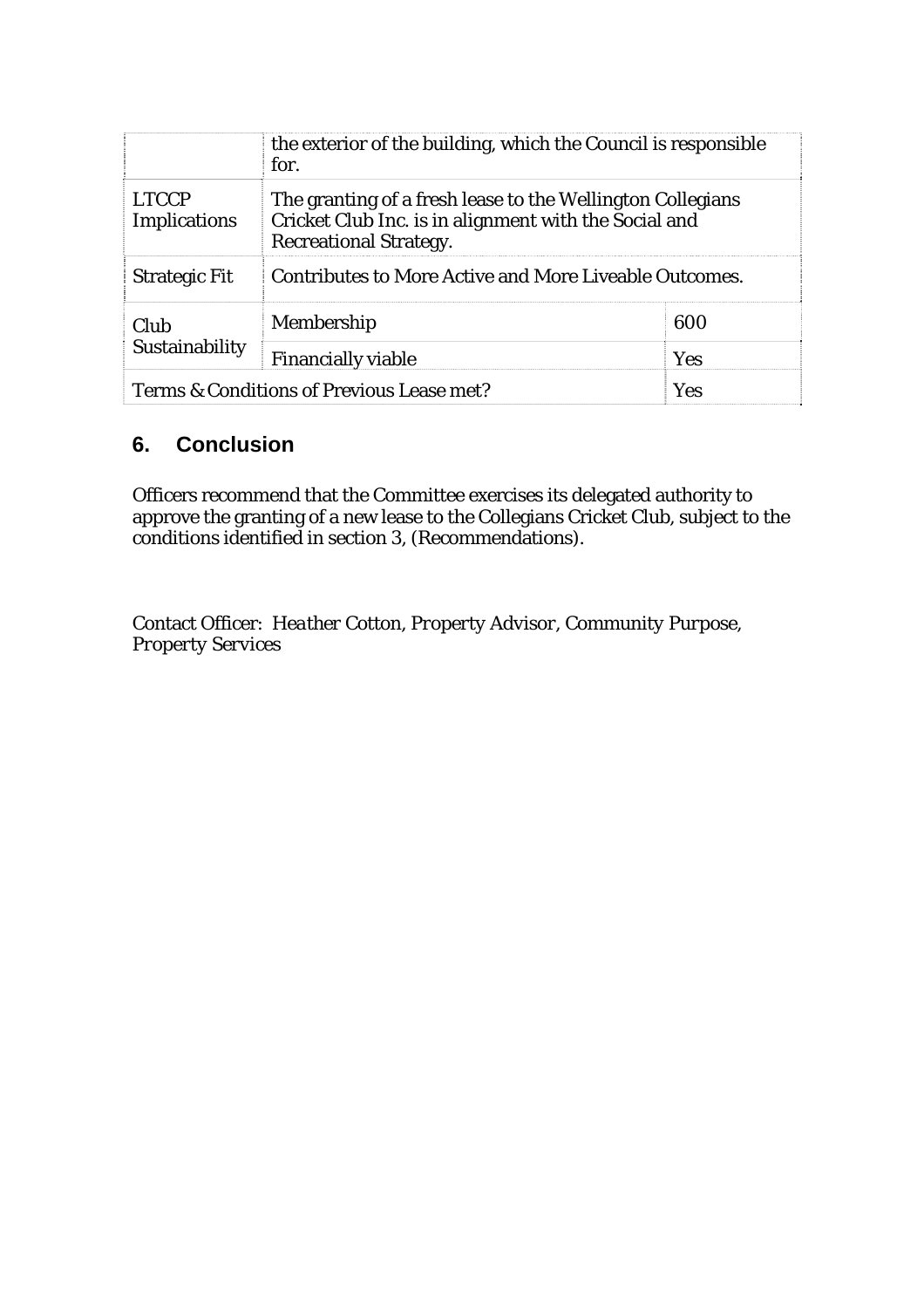| | | |
|---|---|---|
| | the exterior of the building, which the Council is responsible for. | |
| LTCCP Implications | The granting of a fresh lease to the Wellington Collegians Cricket Club Inc. is in alignment with the Social and Recreational Strategy. | |
| Strategic Fit | Contributes to More Active and More Liveable Outcomes. | |
| Club Sustainability | Membership | 600 |
| | Financially viable | Yes |
| Terms & Conditions of Previous Lease met? | | Yes |

## 6. Conclusion

Officers recommend that the Committee exercises its delegated authority to approve the granting of a new lease to the Collegians Cricket Club, subject to the conditions identified in section 3, (Recommendations).

Contact Officer: *Heather Cotton, Property Advisor, Community Purpose, Property Services*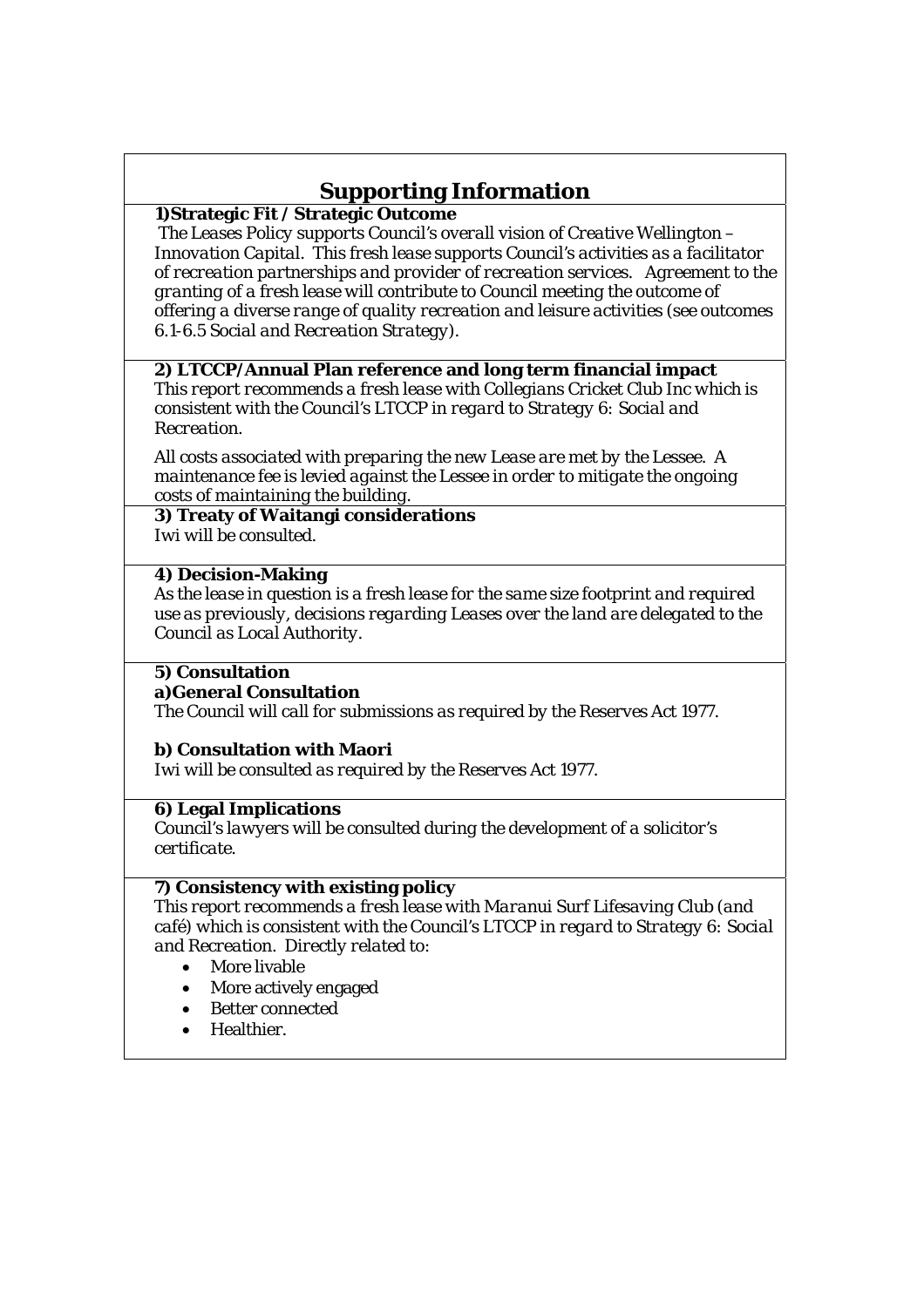## Supporting Information

**1) Strategic Fit / Strategic Outcome**

*The Leases Policy supports Council's overall vision of Creative Wellington – Innovation Capital. This fresh lease supports Council's activities as a facilitator of recreation partnerships and provider of recreation services. Agreement to the granting of a fresh lease will contribute to Council meeting the outcome of offering a diverse range of quality recreation and leisure activities (see outcomes 6.1-6.5 Social and Recreation Strategy).*

**2) LTCCP/Annual Plan reference and long term financial impact**

*This report recommends a fresh lease with Collegians Cricket Club Inc which is consistent with the Council's LTCCP in regard to Strategy 6: Social and Recreation.*

*All costs associated with preparing the new Lease are met by the Lessee. A maintenance fee is levied against the Lessee in order to mitigate the ongoing costs of maintaining the building.*

**3) Treaty of Waitangi considerations**

*Iwi will be consulted.*

**4) Decision-Making**

*As the lease in question is a fresh lease for the same size footprint and required use as previously, decisions regarding Leases over the land are delegated to the Council as Local Authority.*

**5) Consultation**

**a) General Consultation**

*The Council will call for submissions as required by the Reserves Act 1977.*

**b) Consultation with Maori**

*Iwi will be consulted as required by the Reserves Act 1977.*

**6) Legal Implications**

*Council's lawyers will be consulted during the development of a solicitor's certificate.*

**7) Consistency with existing policy**

*This report recommends a fresh lease with Maranui Surf Lifesaving Club (and café) which is consistent with the Council's LTCCP in regard to Strategy 6: Social and Recreation. Directly related to:*

- More livable
- More actively engaged
- Better connected
- Healthier.